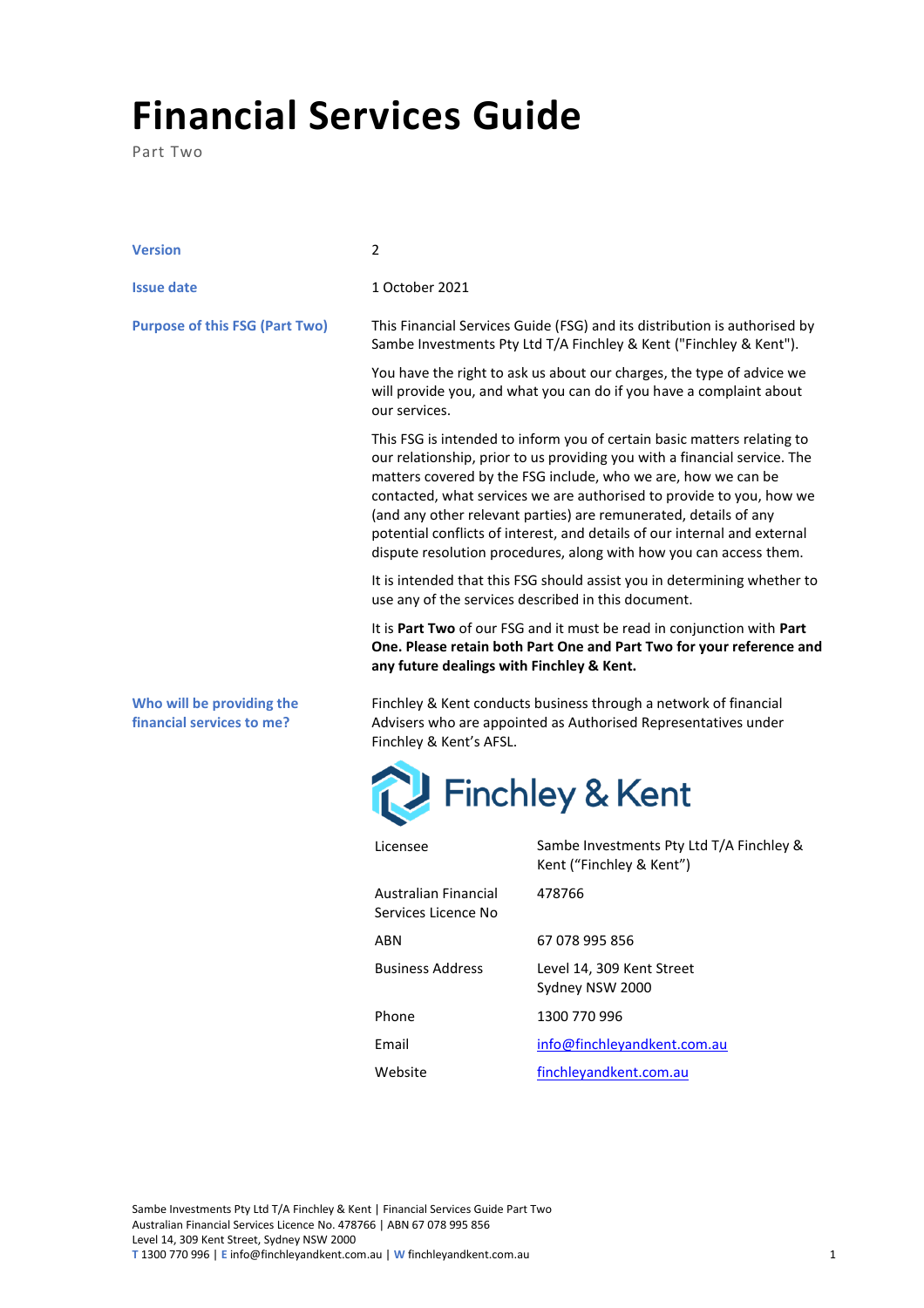# Financial Services Guide

Part Two

| | |
|---|---|
| **Version** | 2 |
| **Issue date** | 1 October 2021 |

**Purpose of this FSG (Part Two)**

This Financial Services Guide (FSG) and its distribution is authorised by Sambe Investments Pty Ltd T/A Finchley & Kent ("Finchley & Kent").

You have the right to ask us about our charges, the type of advice we will provide you, and what you can do if you have a complaint about our services.

This FSG is intended to inform you of certain basic matters relating to our relationship, prior to us providing you with a financial service. The matters covered by the FSG include, who we are, how we can be contacted, what services we are authorised to provide to you, how we (and any other relevant parties) are remunerated, details of any potential conflicts of interest, and details of our internal and external dispute resolution procedures, along with how you can access them.

It is intended that this FSG should assist you in determining whether to use any of the services described in this document.

It is **Part Two** of our FSG and it must be read in conjunction with **Part One. Please retain both Part One and Part Two for your reference and any future dealings with Finchley & Kent.**

**Who will be providing the financial services to me?**

Finchley & Kent conducts business through a network of financial Advisers who are appointed as Authorised Representatives under Finchley & Kent's AFSL.

Finchley & Kent

| | |
|---|---|
| Licensee | Sambe Investments Pty Ltd T/A Finchley & Kent ("Finchley & Kent") |
| Australian Financial Services Licence No | 478766 |
| ABN | 67 078 995 856 |
| Business Address | Level 14, 309 Kent Street Sydney NSW 2000 |
| Phone | 1300 770 996 |
| Email | info@finchleyandkent.com.au |
| Website | finchleyandkent.com.au |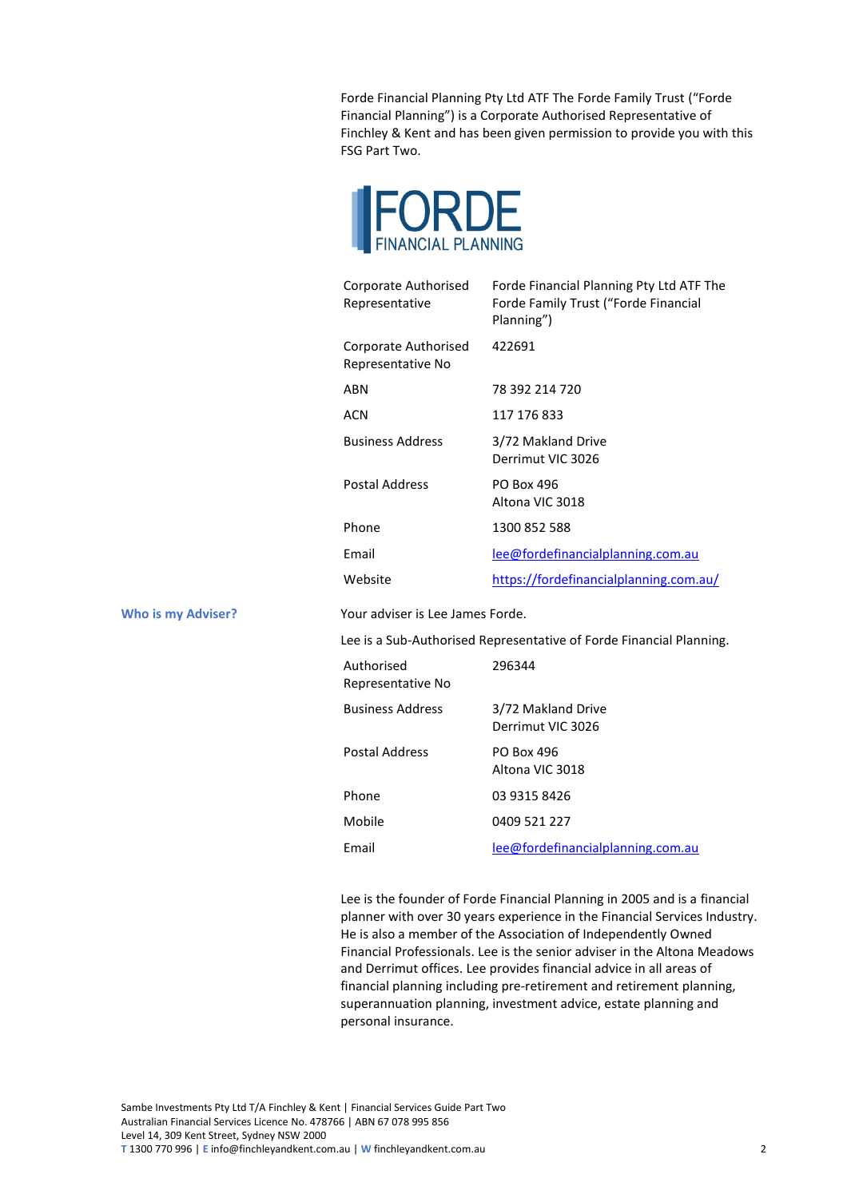Forde Financial Planning Pty Ltd ATF The Forde Family Trust ("Forde Financial Planning") is a Corporate Authorised Representative of Finchley & Kent and has been given permission to provide you with this FSG Part Two.

| | |
|---|---|
| Corporate Authorised Representative | Forde Financial Planning Pty Ltd ATF The Forde Family Trust ("Forde Financial Planning") |
| Corporate Authorised Representative No | 422691 |
| ABN | 78 392 214 720 |
| ACN | 117 176 833 |
| Business Address | 3/72 Makland Drive<br>Derrimut VIC 3026 |
| Postal Address | PO Box 496<br>Altona VIC 3018 |
| Phone | 1300 852 588 |
| Email | lee@fordefinancialplanning.com.au |
| Website | https://fordefinancialplanning.com.au/ |

### Who is my Adviser?

Your adviser is Lee James Forde.

Lee is a Sub-Authorised Representative of Forde Financial Planning.

| | |
|---|---|
| Authorised Representative No | 296344 |
| Business Address | 3/72 Makland Drive<br>Derrimut VIC 3026 |
| Postal Address | PO Box 496<br>Altona VIC 3018 |
| Phone | 03 9315 8426 |
| Mobile | 0409 521 227 |
| Email | lee@fordefinancialplanning.com.au |

Lee is the founder of Forde Financial Planning in 2005 and is a financial planner with over 30 years experience in the Financial Services Industry. He is also a member of the Association of Independently Owned Financial Professionals. Lee is the senior adviser in the Altona Meadows and Derrimut offices. Lee provides financial advice in all areas of financial planning including pre-retirement and retirement planning, superannuation planning, investment advice, estate planning and personal insurance.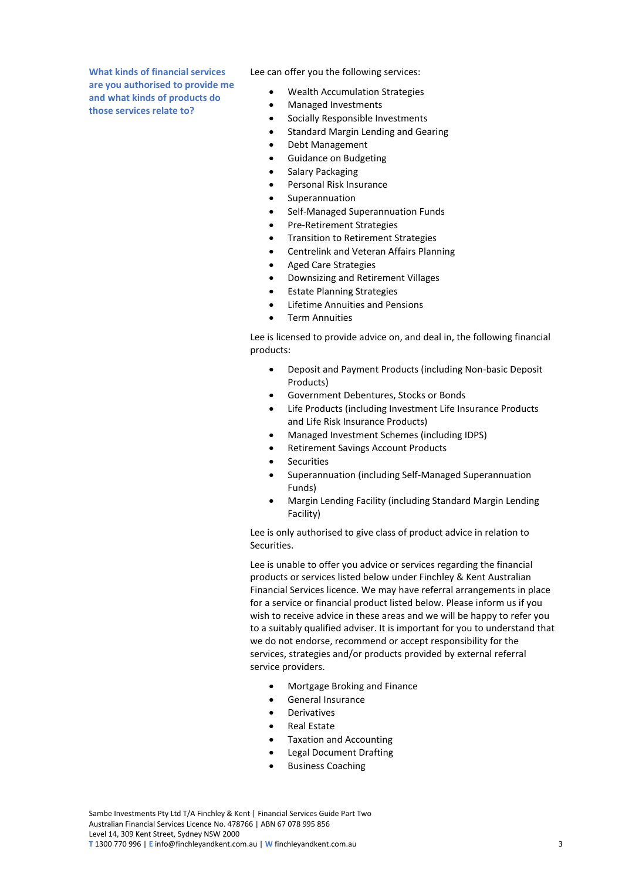### What kinds of financial services are you authorised to provide me and what kinds of products do those services relate to?

Lee can offer you the following services:

- Wealth Accumulation Strategies
- Managed Investments
- Socially Responsible Investments
- Standard Margin Lending and Gearing
- Debt Management
- Guidance on Budgeting
- Salary Packaging
- Personal Risk Insurance
- Superannuation
- Self-Managed Superannuation Funds
- Pre-Retirement Strategies
- Transition to Retirement Strategies
- Centrelink and Veteran Affairs Planning
- Aged Care Strategies
- Downsizing and Retirement Villages
- Estate Planning Strategies
- Lifetime Annuities and Pensions
- Term Annuities

Lee is licensed to provide advice on, and deal in, the following financial products:

- Deposit and Payment Products (including Non-basic Deposit Products)
- Government Debentures, Stocks or Bonds
- Life Products (including Investment Life Insurance Products and Life Risk Insurance Products)
- Managed Investment Schemes (including IDPS)
- Retirement Savings Account Products
- Securities
- Superannuation (including Self-Managed Superannuation Funds)
- Margin Lending Facility (including Standard Margin Lending Facility)

Lee is only authorised to give class of product advice in relation to Securities.

Lee is unable to offer you advice or services regarding the financial products or services listed below under Finchley & Kent Australian Financial Services licence. We may have referral arrangements in place for a service or financial product listed below. Please inform us if you wish to receive advice in these areas and we will be happy to refer you to a suitably qualified adviser. It is important for you to understand that we do not endorse, recommend or accept responsibility for the services, strategies and/or products provided by external referral service providers.

- Mortgage Broking and Finance
- General Insurance
- Derivatives
- Real Estate
- Taxation and Accounting
- Legal Document Drafting
- Business Coaching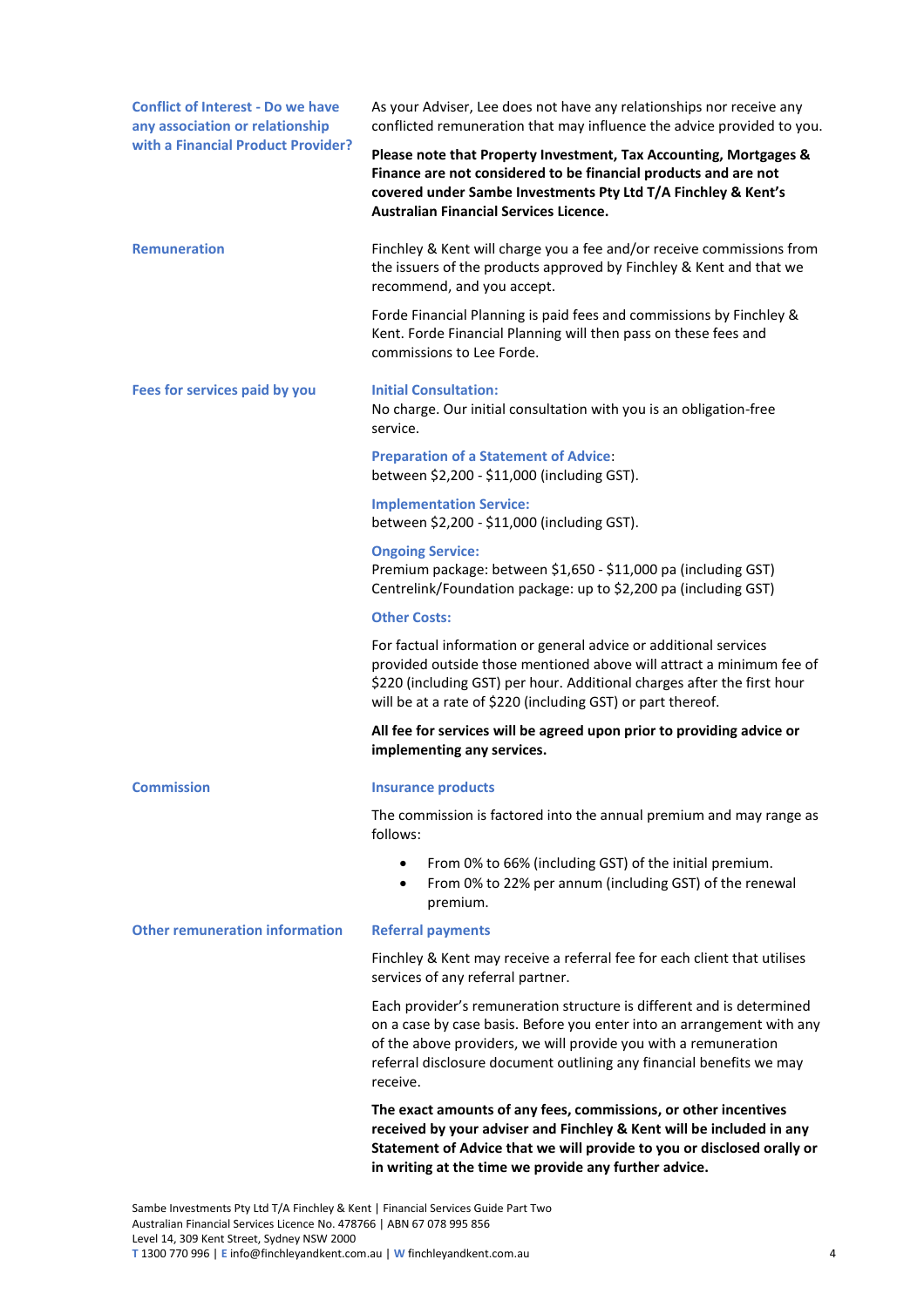### Conflict of Interest - Do we have any association or relationship with a Financial Product Provider?

As your Adviser, Lee does not have any relationships nor receive any conflicted remuneration that may influence the advice provided to you.

**Please note that Property Investment, Tax Accounting, Mortgages & Finance are not considered to be financial products and are not covered under Sambe Investments Pty Ltd T/A Finchley & Kent's Australian Financial Services Licence.**

### Remuneration

Finchley & Kent will charge you a fee and/or receive commissions from the issuers of the products approved by Finchley & Kent and that we recommend, and you accept.

Forde Financial Planning is paid fees and commissions by Finchley & Kent. Forde Financial Planning will then pass on these fees and commissions to Lee Forde.

### Fees for services paid by you

**Initial Consultation:**
No charge. Our initial consultation with you is an obligation-free service.

**Preparation of a Statement of Advice:**
between $2,200 - $11,000 (including GST).

**Implementation Service:**
between $2,200 - $11,000 (including GST).

**Ongoing Service:**
Premium package: between $1,650 - $11,000 pa (including GST)
Centrelink/Foundation package: up to $2,200 pa (including GST)

**Other Costs:**

For factual information or general advice or additional services provided outside those mentioned above will attract a minimum fee of $220 (including GST) per hour. Additional charges after the first hour will be at a rate of $220 (including GST) or part thereof.

**All fee for services will be agreed upon prior to providing advice or implementing any services.**

### Commission

**Insurance products**

The commission is factored into the annual premium and may range as follows:

- From 0% to 66% (including GST) of the initial premium.
- From 0% to 22% per annum (including GST) of the renewal premium.

### Other remuneration information

**Referral payments**

Finchley & Kent may receive a referral fee for each client that utilises services of any referral partner.

Each provider's remuneration structure is different and is determined on a case by case basis. Before you enter into an arrangement with any of the above providers, we will provide you with a remuneration referral disclosure document outlining any financial benefits we may receive.

**The exact amounts of any fees, commissions, or other incentives received by your adviser and Finchley & Kent will be included in any Statement of Advice that we will provide to you or disclosed orally or in writing at the time we provide any further advice.**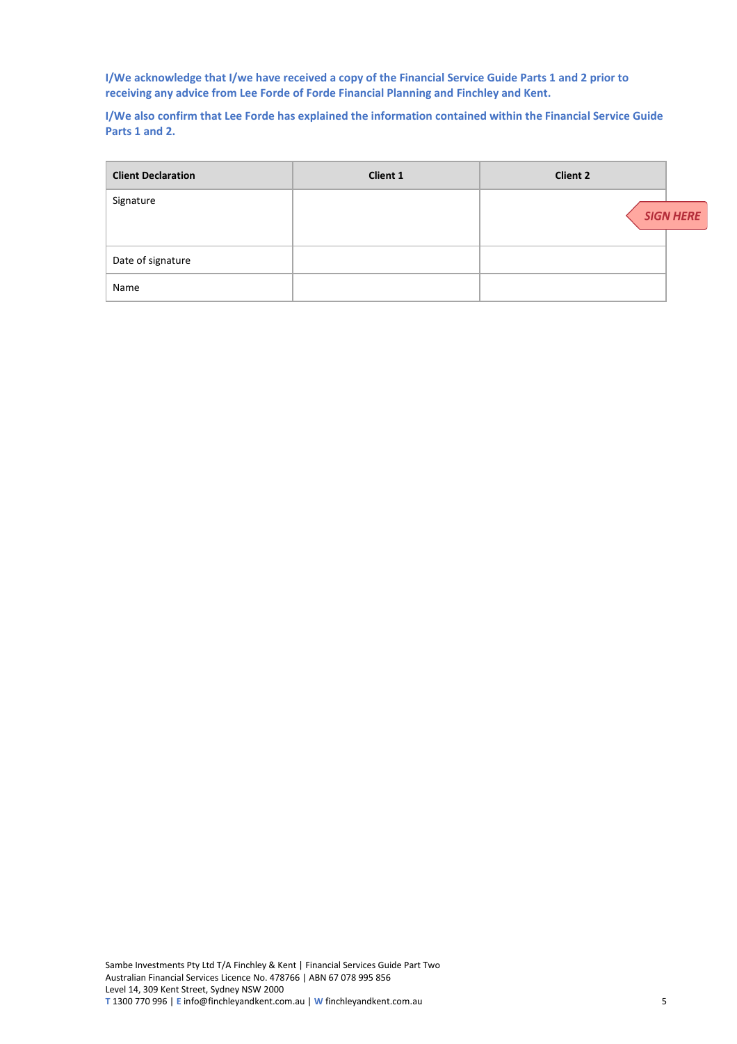**I/We acknowledge that I/we have received a copy of the Financial Service Guide Parts 1 and 2 prior to receiving any advice from Lee Forde of Forde Financial Planning and Finchley and Kent.**

**I/We also confirm that Lee Forde has explained the information contained within the Financial Service Guide Parts 1 and 2.**

| **Client Declaration** | **Client 1** | **Client 2** |
|---|---|---|
| Signature | | |
| Date of signature | | |
| Name | | |

*SIGN HERE*

Sambe Investments Pty Ltd T/A Finchley & Kent | Financial Services Guide Part Two
Australian Financial Services Licence No. 478766 | ABN 67 078 995 856
Level 14, 309 Kent Street, Sydney NSW 2000
**T** 1300 770 996 | **E** info@finchleyandkent.com.au | **W** finchleyandkent.com.au